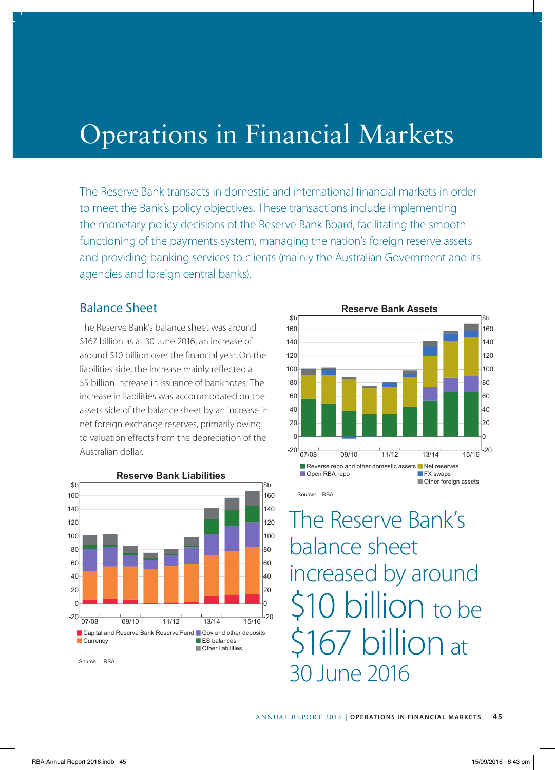# Operations in Financial Markets

The Reserve Bank transacts in domestic and international financial markets in order to meet the Bank's policy objectives. These transactions include implementing the monetary policy decisions of the Reserve Bank Board, facilitating the smooth functioning of the payments system, managing the nation's foreign reserve assets and providing banking services to clients (mainly the Australian Government and its agencies and foreign central banks).

## Balance Sheet

The Reserve Bank's balance sheet was around $167 billion as at 30 June 2016, an increase of around $10 billion over the financial year. On the liabilities side, the increase mainly reflected a $5 billion increase in issuance of banknotes. The increase in liabilities was accommodated on the assets side of the balance sheet by an increase in net foreign exchange reserves, primarily owing to valuation effects from the depreciation of the Australian dollar.

**Reserve Bank Liabilities**

Legend: Capital and Reserve Bank Reserve Fund; Currency; Gov and other deposits; ES balances; Other liabilities

Source: RBA

**Reserve Bank Assets**

Legend: Reverse repo and other domestic assets; Open RBA repo; Net reserves; FX swaps; Other foreign assets

Source: RBA

The Reserve Bank's balance sheet increased by around $10 billion to be $167 billion at 30 June 2016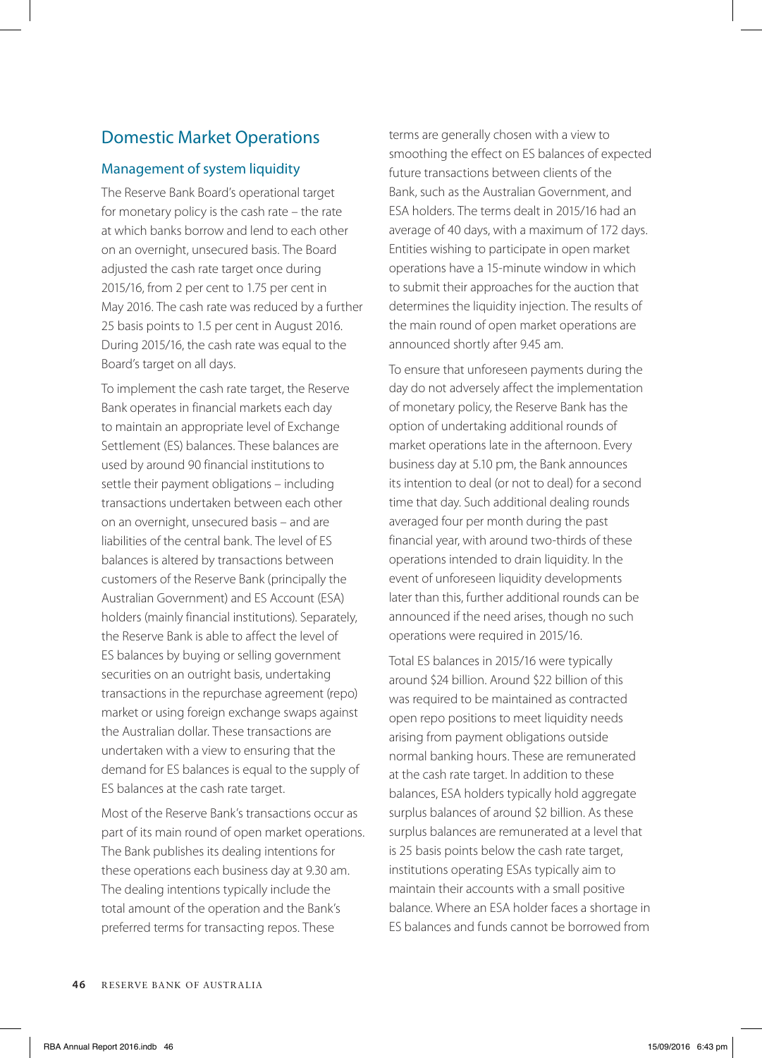## Domestic Market Operations

### Management of system liquidity

The Reserve Bank Board's operational target for monetary policy is the cash rate – the rate at which banks borrow and lend to each other on an overnight, unsecured basis. The Board adjusted the cash rate target once during 2015/16, from 2 per cent to 1.75 per cent in May 2016. The cash rate was reduced by a further 25 basis points to 1.5 per cent in August 2016. During 2015/16, the cash rate was equal to the Board's target on all days.

To implement the cash rate target, the Reserve Bank operates in financial markets each day to maintain an appropriate level of Exchange Settlement (ES) balances. These balances are used by around 90 financial institutions to settle their payment obligations – including transactions undertaken between each other on an overnight, unsecured basis – and are liabilities of the central bank. The level of ES balances is altered by transactions between customers of the Reserve Bank (principally the Australian Government) and ES Account (ESA) holders (mainly financial institutions). Separately, the Reserve Bank is able to affect the level of ES balances by buying or selling government securities on an outright basis, undertaking transactions in the repurchase agreement (repo) market or using foreign exchange swaps against the Australian dollar. These transactions are undertaken with a view to ensuring that the demand for ES balances is equal to the supply of ES balances at the cash rate target.

Most of the Reserve Bank's transactions occur as part of its main round of open market operations. The Bank publishes its dealing intentions for these operations each business day at 9.30 am. The dealing intentions typically include the total amount of the operation and the Bank's preferred terms for transacting repos. These terms are generally chosen with a view to smoothing the effect on ES balances of expected future transactions between clients of the Bank, such as the Australian Government, and ESA holders. The terms dealt in 2015/16 had an average of 40 days, with a maximum of 172 days. Entities wishing to participate in open market operations have a 15-minute window in which to submit their approaches for the auction that determines the liquidity injection. The results of the main round of open market operations are announced shortly after 9.45 am.

To ensure that unforeseen payments during the day do not adversely affect the implementation of monetary policy, the Reserve Bank has the option of undertaking additional rounds of market operations late in the afternoon. Every business day at 5.10 pm, the Bank announces its intention to deal (or not to deal) for a second time that day. Such additional dealing rounds averaged four per month during the past financial year, with around two-thirds of these operations intended to drain liquidity. In the event of unforeseen liquidity developments later than this, further additional rounds can be announced if the need arises, though no such operations were required in 2015/16.

Total ES balances in 2015/16 were typically around $24 billion. Around $22 billion of this was required to be maintained as contracted open repo positions to meet liquidity needs arising from payment obligations outside normal banking hours. These are remunerated at the cash rate target. In addition to these balances, ESA holders typically hold aggregate surplus balances of around $2 billion. As these surplus balances are remunerated at a level that is 25 basis points below the cash rate target, institutions operating ESAs typically aim to maintain their accounts with a small positive balance. Where an ESA holder faces a shortage in ES balances and funds cannot be borrowed from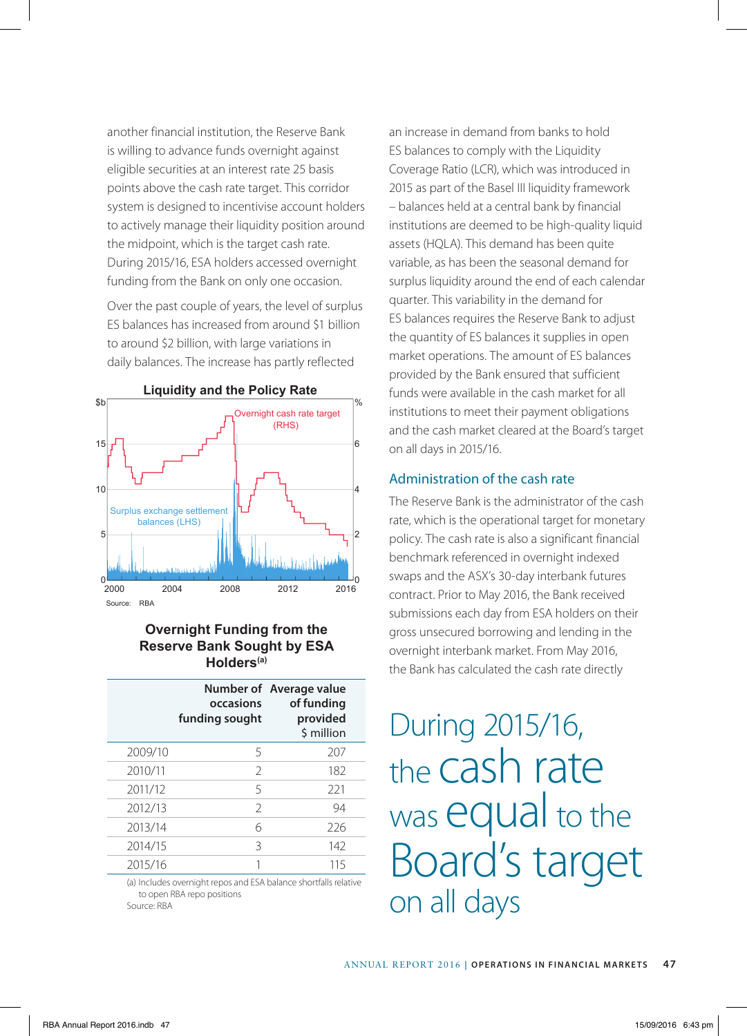another financial institution, the Reserve Bank is willing to advance funds overnight against eligible securities at an interest rate 25 basis points above the cash rate target. This corridor system is designed to incentivise account holders to actively manage their liquidity position around the midpoint, which is the target cash rate. During 2015/16, ESA holders accessed overnight funding from the Bank on only one occasion.

Over the past couple of years, the level of surplus ES balances has increased from around $1 billion to around $2 billion, with large variations in daily balances. The increase has partly reflected an increase in demand from banks to hold ES balances to comply with the Liquidity Coverage Ratio (LCR), which was introduced in 2015 as part of the Basel III liquidity framework – balances held at a central bank by financial institutions are deemed to be high-quality liquid assets (HQLA). This demand has been quite variable, as has been the seasonal demand for surplus liquidity around the end of each calendar quarter. This variability in the demand for ES balances requires the Reserve Bank to adjust the quantity of ES balances it supplies in open market operations. The amount of ES balances provided by the Bank ensured that sufficient funds were available in the cash market for all institutions to meet their payment obligations and the cash market cleared at the Board's target on all days in 2015/16.

**Liquidity and the Policy Rate**

Source: RBA

**Overnight Funding from the Reserve Bank Sought by ESA Holders**[(a)]

| | Number of occasions funding sought | Average value of funding provided $ million |
|---|---|---|
| 2009/10 | 5 | 207 |
| 2010/11 | 2 | 182 |
| 2011/12 | 5 | 221 |
| 2012/13 | 2 | 94 |
| 2013/14 | 6 | 226 |
| 2014/15 | 3 | 142 |
| 2015/16 | 1 | 115 |

(a) Includes overnight repos and ESA balance shortfalls relative to open RBA repo positions

Source: RBA

## Administration of the cash rate

The Reserve Bank is the administrator of the cash rate, which is the operational target for monetary policy. The cash rate is also a significant financial benchmark referenced in overnight indexed swaps and the ASX's 30-day interbank futures contract. Prior to May 2016, the Bank received submissions each day from ESA holders on their gross unsecured borrowing and lending in the overnight interbank market. From May 2016, the Bank has calculated the cash rate directly

During 2015/16, the cash rate was equal to the Board's target on all days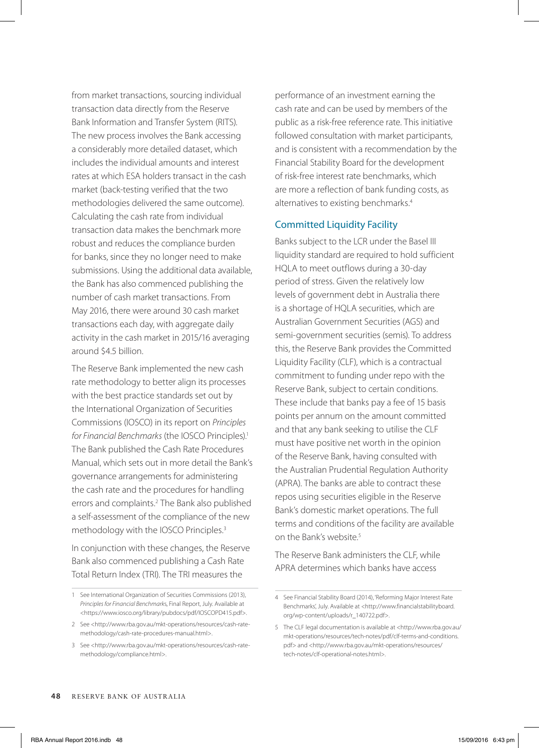from market transactions, sourcing individual transaction data directly from the Reserve Bank Information and Transfer System (RITS). The new process involves the Bank accessing a considerably more detailed dataset, which includes the individual amounts and interest rates at which ESA holders transact in the cash market (back-testing verified that the two methodologies delivered the same outcome). Calculating the cash rate from individual transaction data makes the benchmark more robust and reduces the compliance burden for banks, since they no longer need to make submissions. Using the additional data available, the Bank has also commenced publishing the number of cash market transactions. From May 2016, there were around 30 cash market transactions each day, with aggregate daily activity in the cash market in 2015/16 averaging around $4.5 billion.

The Reserve Bank implemented the new cash rate methodology to better align its processes with the best practice standards set out by the International Organization of Securities Commissions (IOSCO) in its report on *Principles for Financial Benchmarks* (the IOSCO Principles).[1] The Bank published the Cash Rate Procedures Manual, which sets out in more detail the Bank's governance arrangements for administering the cash rate and the procedures for handling errors and complaints.[2] The Bank also published a self-assessment of the compliance of the new methodology with the IOSCO Principles.[3]

In conjunction with these changes, the Reserve Bank also commenced publishing a Cash Rate Total Return Index (TRI). The TRI measures the performance of an investment earning the cash rate and can be used by members of the public as a risk-free reference rate. This initiative followed consultation with market participants, and is consistent with a recommendation by the Financial Stability Board for the development of risk-free interest rate benchmarks, which are more a reflection of bank funding costs, as alternatives to existing benchmarks.[4]

## Committed Liquidity Facility

Banks subject to the LCR under the Basel III liquidity standard are required to hold sufficient HQLA to meet outflows during a 30-day period of stress. Given the relatively low levels of government debt in Australia there is a shortage of HQLA securities, which are Australian Government Securities (AGS) and semi-government securities (semis). To address this, the Reserve Bank provides the Committed Liquidity Facility (CLF), which is a contractual commitment to funding under repo with the Reserve Bank, subject to certain conditions. These include that banks pay a fee of 15 basis points per annum on the amount committed and that any bank seeking to utilise the CLF must have positive net worth in the opinion of the Reserve Bank, having consulted with the Australian Prudential Regulation Authority (APRA). The banks are able to contract these repos using securities eligible in the Reserve Bank's domestic market operations. The full terms and conditions of the facility are available on the Bank's website.[5]

The Reserve Bank administers the CLF, while APRA determines which banks have access

---

1 See International Organization of Securities Commissions (2013), *Principles for Financial Benchmarks*, Final Report, July. Available at <https://www.iosco.org/library/pubdocs/pdf/IOSCOPD415.pdf>.

2 See <http://www.rba.gov.au/mkt-operations/resources/cash-rate-methodology/cash-rate-procedures-manual.html>.

3 See <http://www.rba.gov.au/mkt-operations/resources/cash-rate-methodology/compliance.html>.

4 See Financial Stability Board (2014), 'Reforming Major Interest Rate Benchmarks', July. Available at <http://www.financialstabilityboard.org/wp-content/uploads/r_140722.pdf>.

5 The CLF legal documentation is available at <http://www.rba.gov.au/mkt-operations/resources/tech-notes/pdf/clf-terms-and-conditions.pdf> and <http://www.rba.gov.au/mkt-operations/resources/tech-notes/clf-operational-notes.html>.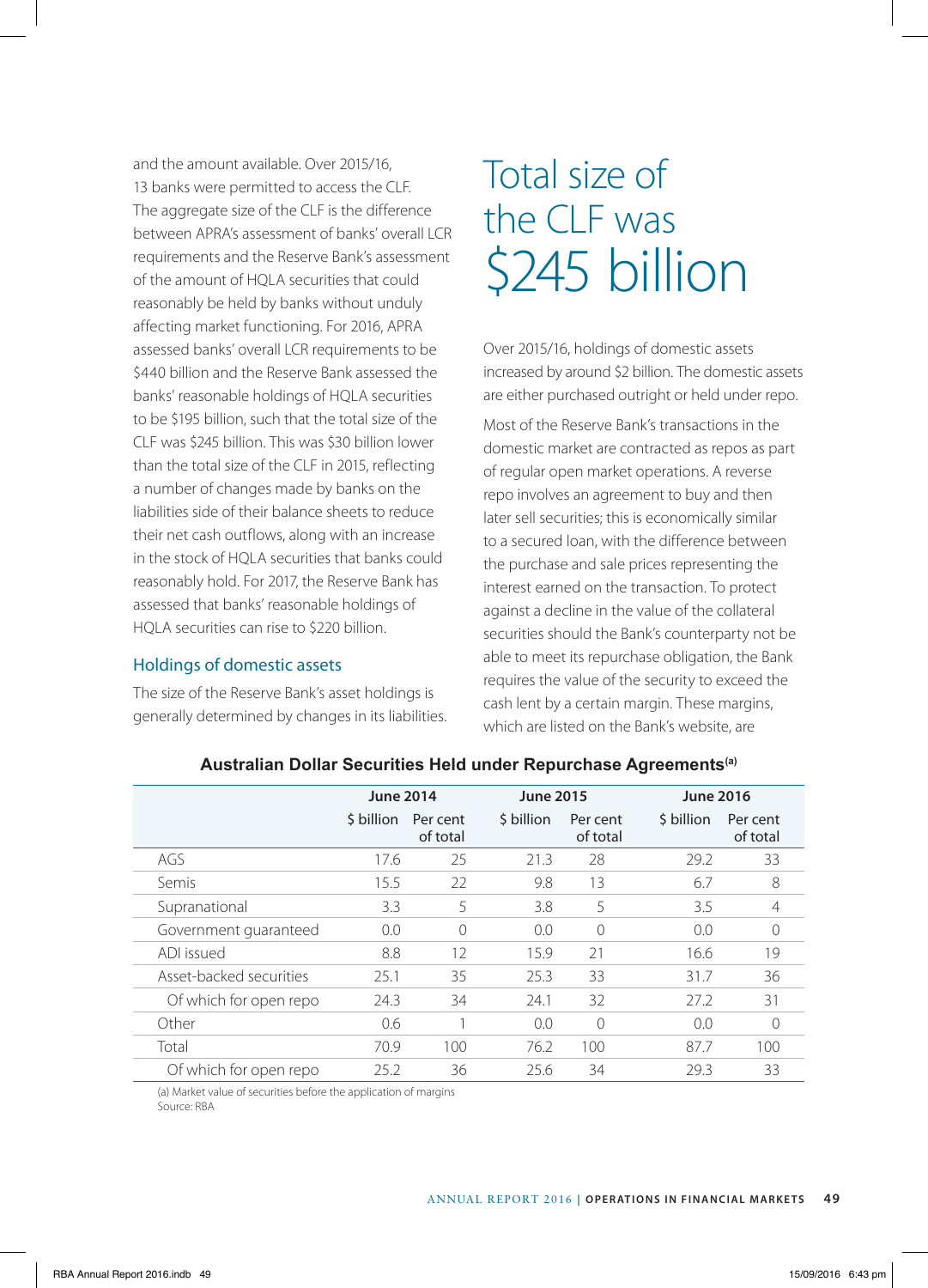and the amount available. Over 2015/16, 13 banks were permitted to access the CLF. The aggregate size of the CLF is the difference between APRA's assessment of banks' overall LCR requirements and the Reserve Bank's assessment of the amount of HQLA securities that could reasonably be held by banks without unduly affecting market functioning. For 2016, APRA assessed banks' overall LCR requirements to be $440 billion and the Reserve Bank assessed the banks' reasonable holdings of HQLA securities to be $195 billion, such that the total size of the CLF was $245 billion. This was $30 billion lower than the total size of the CLF in 2015, reflecting a number of changes made by banks on the liabilities side of their balance sheets to reduce their net cash outflows, along with an increase in the stock of HQLA securities that banks could reasonably hold. For 2017, the Reserve Bank has assessed that banks' reasonable holdings of HQLA securities can rise to $220 billion.

### Holdings of domestic assets

The size of the Reserve Bank's asset holdings is generally determined by changes in its liabilities.

## Total size of the CLF was $245 billion

Over 2015/16, holdings of domestic assets increased by around $2 billion. The domestic assets are either purchased outright or held under repo.

Most of the Reserve Bank's transactions in the domestic market are contracted as repos as part of regular open market operations. A reverse repo involves an agreement to buy and then later sell securities; this is economically similar to a secured loan, with the difference between the purchase and sale prices representing the interest earned on the transaction. To protect against a decline in the value of the collateral securities should the Bank's counterparty not be able to meet its repurchase obligation, the Bank requires the value of the security to exceed the cash lent by a certain margin. These margins, which are listed on the Bank's website, are

**Australian Dollar Securities Held under Repurchase Agreements[(a)]**

| | June 2014 | | June 2015 | | June 2016 | |
|---|---|---|---|---|---|---|
| | $ billion | Per cent of total | $ billion | Per cent of total | $ billion | Per cent of total |
| AGS | 17.6 | 25 | 21.3 | 28 | 29.2 | 33 |
| Semis | 15.5 | 22 | 9.8 | 13 | 6.7 | 8 |
| Supranational | 3.3 | 5 | 3.8 | 5 | 3.5 | 4 |
| Government guaranteed | 0.0 | 0 | 0.0 | 0 | 0.0 | 0 |
| ADI issued | 8.8 | 12 | 15.9 | 21 | 16.6 | 19 |
| Asset-backed securities | 25.1 | 35 | 25.3 | 33 | 31.7 | 36 |
| Of which for open repo | 24.3 | 34 | 24.1 | 32 | 27.2 | 31 |
| Other | 0.6 | 1 | 0.0 | 0 | 0.0 | 0 |
| Total | 70.9 | 100 | 76.2 | 100 | 87.7 | 100 |
| Of which for open repo | 25.2 | 36 | 25.6 | 34 | 29.3 | 33 |

(a) Market value of securities before the application of margins
Source: RBA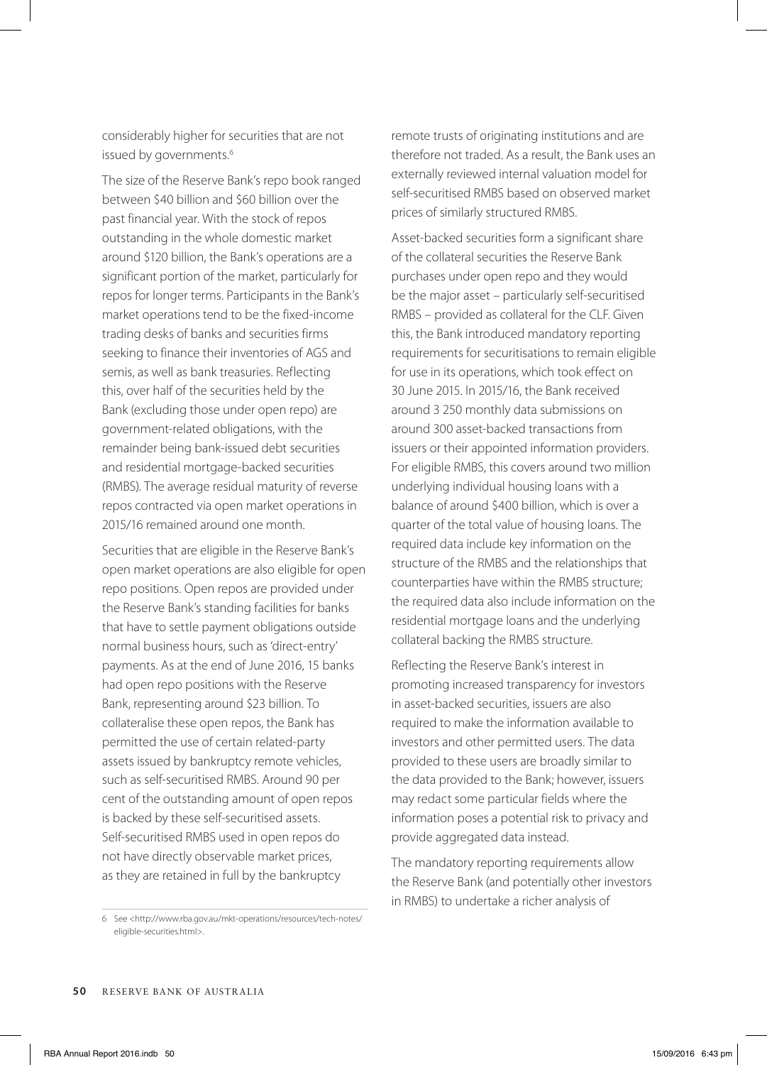considerably higher for securities that are not issued by governments.[6]

The size of the Reserve Bank's repo book ranged between $40 billion and $60 billion over the past financial year. With the stock of repos outstanding in the whole domestic market around $120 billion, the Bank's operations are a significant portion of the market, particularly for repos for longer terms. Participants in the Bank's market operations tend to be the fixed-income trading desks of banks and securities firms seeking to finance their inventories of AGS and semis, as well as bank treasuries. Reflecting this, over half of the securities held by the Bank (excluding those under open repo) are government-related obligations, with the remainder being bank-issued debt securities and residential mortgage-backed securities (RMBS). The average residual maturity of reverse repos contracted via open market operations in 2015/16 remained around one month.

Securities that are eligible in the Reserve Bank's open market operations are also eligible for open repo positions. Open repos are provided under the Reserve Bank's standing facilities for banks that have to settle payment obligations outside normal business hours, such as 'direct-entry' payments. As at the end of June 2016, 15 banks had open repo positions with the Reserve Bank, representing around $23 billion. To collateralise these open repos, the Bank has permitted the use of certain related-party assets issued by bankruptcy remote vehicles, such as self-securitised RMBS. Around 90 per cent of the outstanding amount of open repos is backed by these self-securitised assets. Self-securitised RMBS used in open repos do not have directly observable market prices, as they are retained in full by the bankruptcy remote trusts of originating institutions and are therefore not traded. As a result, the Bank uses an externally reviewed internal valuation model for self-securitised RMBS based on observed market prices of similarly structured RMBS.

Asset-backed securities form a significant share of the collateral securities the Reserve Bank purchases under open repo and they would be the major asset – particularly self-securitised RMBS – provided as collateral for the CLF. Given this, the Bank introduced mandatory reporting requirements for securitisations to remain eligible for use in its operations, which took effect on 30 June 2015. In 2015/16, the Bank received around 3 250 monthly data submissions on around 300 asset-backed transactions from issuers or their appointed information providers. For eligible RMBS, this covers around two million underlying individual housing loans with a balance of around $400 billion, which is over a quarter of the total value of housing loans. The required data include key information on the structure of the RMBS and the relationships that counterparties have within the RMBS structure; the required data also include information on the residential mortgage loans and the underlying collateral backing the RMBS structure.

Reflecting the Reserve Bank's interest in promoting increased transparency for investors in asset-backed securities, issuers are also required to make the information available to investors and other permitted users. The data provided to these users are broadly similar to the data provided to the Bank; however, issuers may redact some particular fields where the information poses a potential risk to privacy and provide aggregated data instead.

The mandatory reporting requirements allow the Reserve Bank (and potentially other investors in RMBS) to undertake a richer analysis of

6 See <http://www.rba.gov.au/mkt-operations/resources/tech-notes/eligible-securities.html>.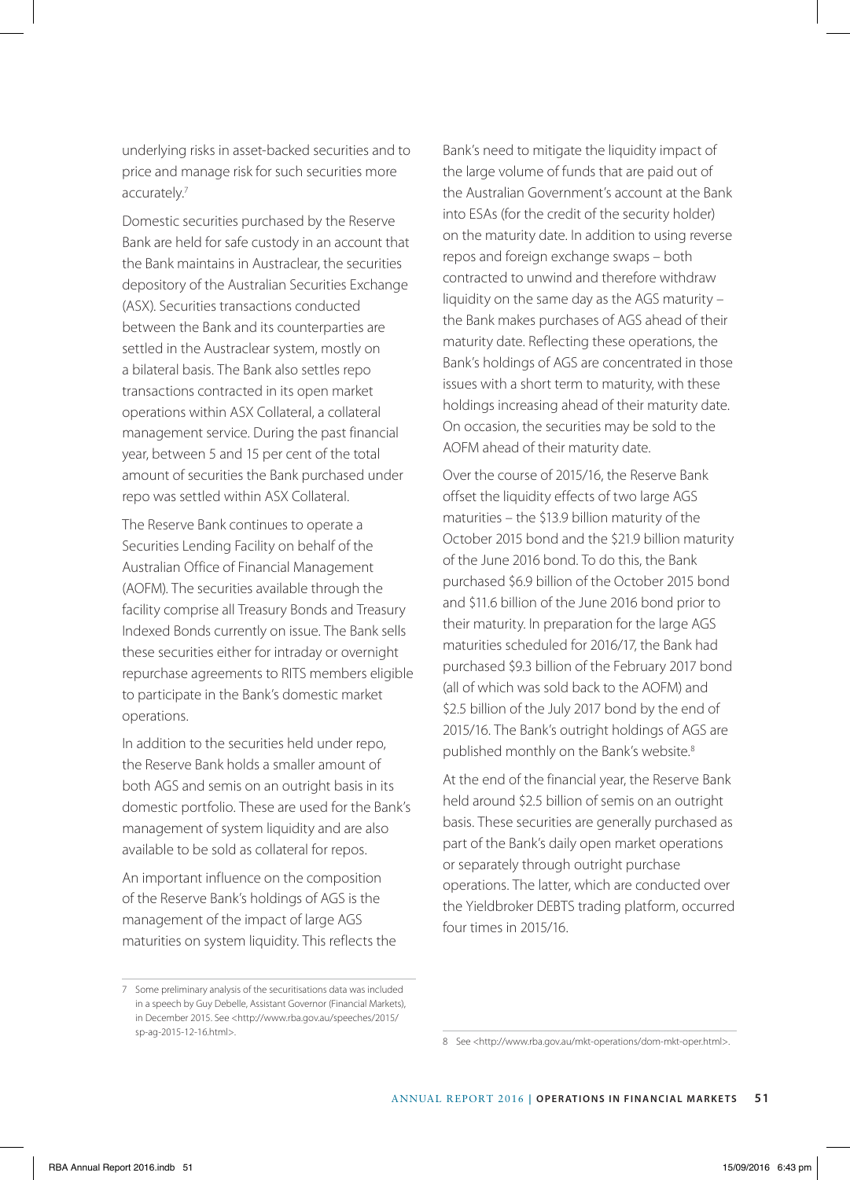underlying risks in asset-backed securities and to price and manage risk for such securities more accurately.[7]

Domestic securities purchased by the Reserve Bank are held for safe custody in an account that the Bank maintains in Austraclear, the securities depository of the Australian Securities Exchange (ASX). Securities transactions conducted between the Bank and its counterparties are settled in the Austraclear system, mostly on a bilateral basis. The Bank also settles repo transactions contracted in its open market operations within ASX Collateral, a collateral management service. During the past financial year, between 5 and 15 per cent of the total amount of securities the Bank purchased under repo was settled within ASX Collateral.

The Reserve Bank continues to operate a Securities Lending Facility on behalf of the Australian Office of Financial Management (AOFM). The securities available through the facility comprise all Treasury Bonds and Treasury Indexed Bonds currently on issue. The Bank sells these securities either for intraday or overnight repurchase agreements to RITS members eligible to participate in the Bank's domestic market operations.

In addition to the securities held under repo, the Reserve Bank holds a smaller amount of both AGS and semis on an outright basis in its domestic portfolio. These are used for the Bank's management of system liquidity and are also available to be sold as collateral for repos.

An important influence on the composition of the Reserve Bank's holdings of AGS is the management of the impact of large AGS maturities on system liquidity. This reflects the Bank's need to mitigate the liquidity impact of the large volume of funds that are paid out of the Australian Government's account at the Bank into ESAs (for the credit of the security holder) on the maturity date. In addition to using reverse repos and foreign exchange swaps – both contracted to unwind and therefore withdraw liquidity on the same day as the AGS maturity – the Bank makes purchases of AGS ahead of their maturity date. Reflecting these operations, the Bank's holdings of AGS are concentrated in those issues with a short term to maturity, with these holdings increasing ahead of their maturity date. On occasion, the securities may be sold to the AOFM ahead of their maturity date.

Over the course of 2015/16, the Reserve Bank offset the liquidity effects of two large AGS maturities – the $13.9 billion maturity of the October 2015 bond and the $21.9 billion maturity of the June 2016 bond. To do this, the Bank purchased $6.9 billion of the October 2015 bond and $11.6 billion of the June 2016 bond prior to their maturity. In preparation for the large AGS maturities scheduled for 2016/17, the Bank had purchased $9.3 billion of the February 2017 bond (all of which was sold back to the AOFM) and $2.5 billion of the July 2017 bond by the end of 2015/16. The Bank's outright holdings of AGS are published monthly on the Bank's website.[8]

At the end of the financial year, the Reserve Bank held around $2.5 billion of semis on an outright basis. These securities are generally purchased as part of the Bank's daily open market operations or separately through outright purchase operations. The latter, which are conducted over the Yieldbroker DEBTS trading platform, occurred four times in 2015/16.

---

7 Some preliminary analysis of the securitisations data was included in a speech by Guy Debelle, Assistant Governor (Financial Markets), in December 2015. See <http://www.rba.gov.au/speeches/2015/sp-ag-2015-12-16.html>.

8 See <http://www.rba.gov.au/mkt-operations/dom-mkt-oper.html>.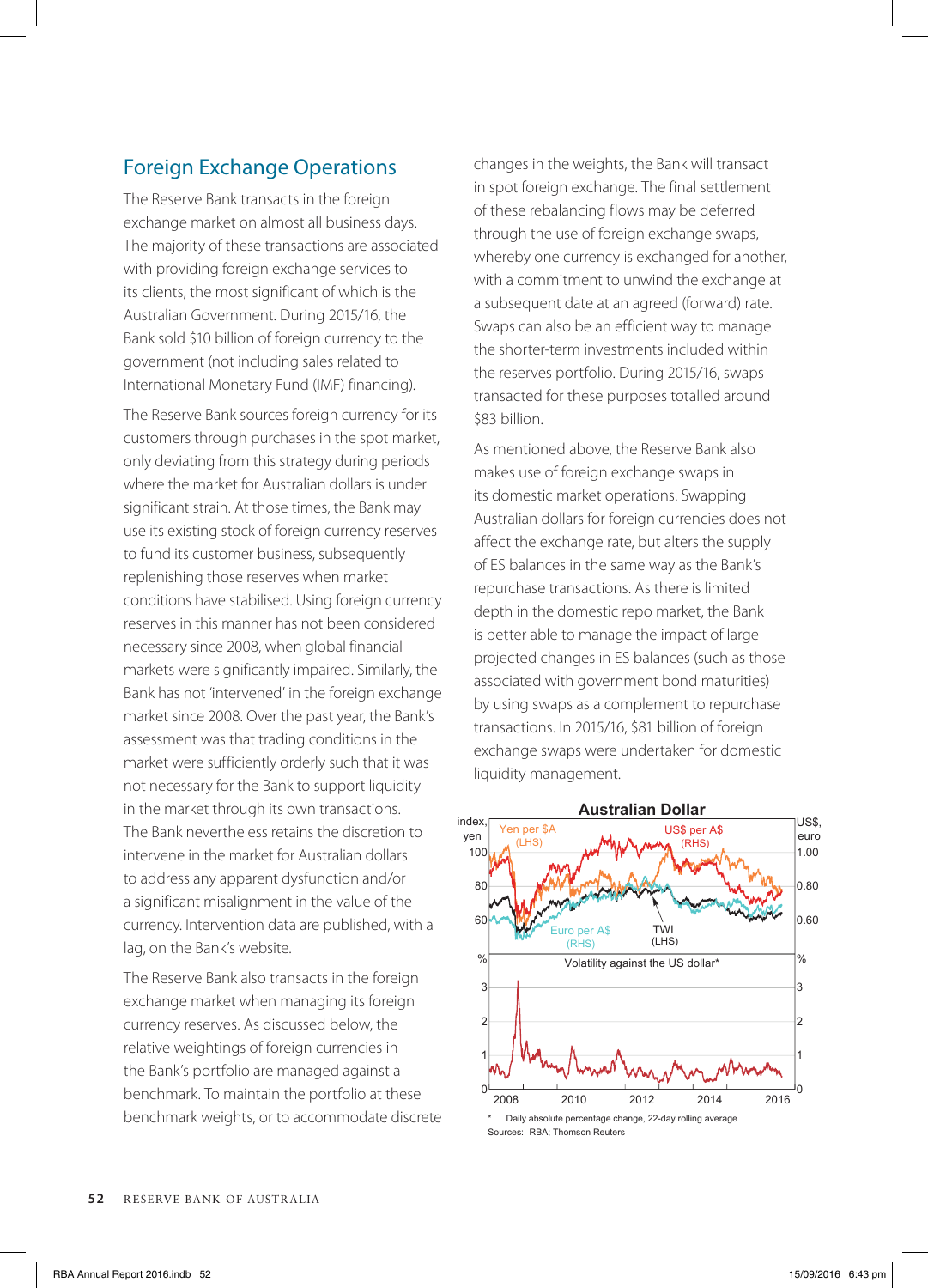## Foreign Exchange Operations

The Reserve Bank transacts in the foreign exchange market on almost all business days. The majority of these transactions are associated with providing foreign exchange services to its clients, the most significant of which is the Australian Government. During 2015/16, the Bank sold $10 billion of foreign currency to the government (not including sales related to International Monetary Fund (IMF) financing).

The Reserve Bank sources foreign currency for its customers through purchases in the spot market, only deviating from this strategy during periods where the market for Australian dollars is under significant strain. At those times, the Bank may use its existing stock of foreign currency reserves to fund its customer business, subsequently replenishing those reserves when market conditions have stabilised. Using foreign currency reserves in this manner has not been considered necessary since 2008, when global financial markets were significantly impaired. Similarly, the Bank has not 'intervened' in the foreign exchange market since 2008. Over the past year, the Bank's assessment was that trading conditions in the market were sufficiently orderly such that it was not necessary for the Bank to support liquidity in the market through its own transactions. The Bank nevertheless retains the discretion to intervene in the market for Australian dollars to address any apparent dysfunction and/or a significant misalignment in the value of the currency. Intervention data are published, with a lag, on the Bank's website.

The Reserve Bank also transacts in the foreign exchange market when managing its foreign currency reserves. As discussed below, the relative weightings of foreign currencies in the Bank's portfolio are managed against a benchmark. To maintain the portfolio at these benchmark weights, or to accommodate discrete changes in the weights, the Bank will transact in spot foreign exchange. The final settlement of these rebalancing flows may be deferred through the use of foreign exchange swaps, whereby one currency is exchanged for another, with a commitment to unwind the exchange at a subsequent date at an agreed (forward) rate. Swaps can also be an efficient way to manage the shorter-term investments included within the reserves portfolio. During 2015/16, swaps transacted for these purposes totalled around $83 billion.

As mentioned above, the Reserve Bank also makes use of foreign exchange swaps in its domestic market operations. Swapping Australian dollars for foreign currencies does not affect the exchange rate, but alters the supply of ES balances in the same way as the Bank's repurchase transactions. As there is limited depth in the domestic repo market, the Bank is better able to manage the impact of large projected changes in ES balances (such as those associated with government bond maturities) by using swaps as a complement to repurchase transactions. In 2015/16, $81 billion of foreign exchange swaps were undertaken for domestic liquidity management.

**Australian Dollar**

\* Daily absolute percentage change, 22-day rolling average

Sources: RBA; Thomson Reuters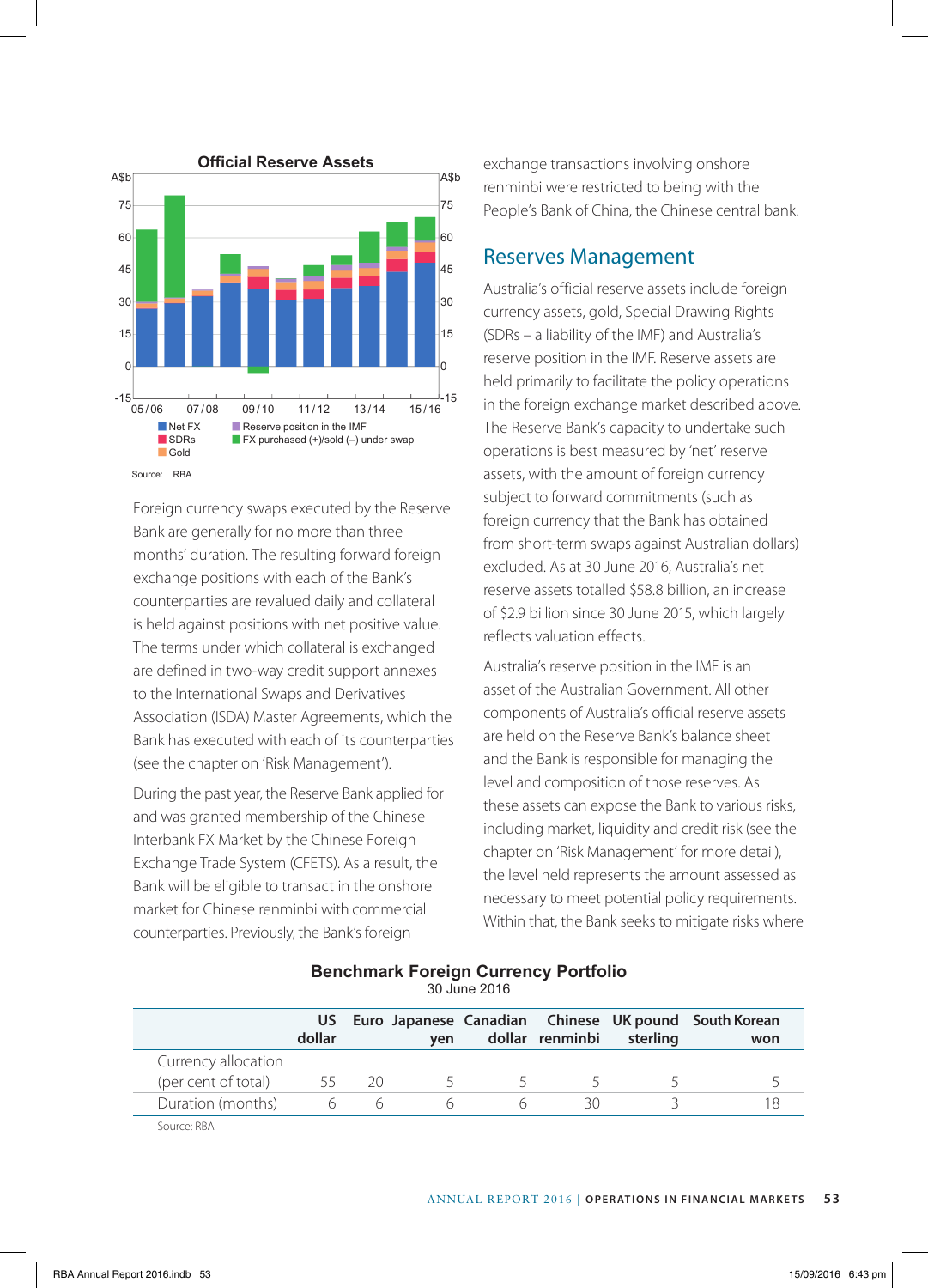**Official Reserve Assets**

Source: RBA

Foreign currency swaps executed by the Reserve Bank are generally for no more than three months' duration. The resulting forward foreign exchange positions with each of the Bank's counterparties are revalued daily and collateral is held against positions with net positive value. The terms under which collateral is exchanged are defined in two-way credit support annexes to the International Swaps and Derivatives Association (ISDA) Master Agreements, which the Bank has executed with each of its counterparties (see the chapter on 'Risk Management').

During the past year, the Reserve Bank applied for and was granted membership of the Chinese Interbank FX Market by the Chinese Foreign Exchange Trade System (CFETS). As a result, the Bank will be eligible to transact in the onshore market for Chinese renminbi with commercial counterparties. Previously, the Bank's foreign exchange transactions involving onshore renminbi were restricted to being with the People's Bank of China, the Chinese central bank.

## Reserves Management

Australia's official reserve assets include foreign currency assets, gold, Special Drawing Rights (SDRs – a liability of the IMF) and Australia's reserve position in the IMF. Reserve assets are held primarily to facilitate the policy operations in the foreign exchange market described above. The Reserve Bank's capacity to undertake such operations is best measured by 'net' reserve assets, with the amount of foreign currency subject to forward commitments (such as foreign currency that the Bank has obtained from short-term swaps against Australian dollars) excluded. As at 30 June 2016, Australia's net reserve assets totalled $58.8 billion, an increase of $2.9 billion since 30 June 2015, which largely reflects valuation effects.

Australia's reserve position in the IMF is an asset of the Australian Government. All other components of Australia's official reserve assets are held on the Reserve Bank's balance sheet and the Bank is responsible for managing the level and composition of those reserves. As these assets can expose the Bank to various risks, including market, liquidity and credit risk (see the chapter on 'Risk Management' for more detail), the level held represents the amount assessed as necessary to meet potential policy requirements. Within that, the Bank seeks to mitigate risks where

**Benchmark Foreign Currency Portfolio**
30 June 2016

| | US dollar | Euro | Japanese yen | Canadian dollar | Chinese renminbi | UK pound sterling | South Korean won |
|---|---|---|---|---|---|---|---|
| Currency allocation (per cent of total) | 55 | 20 | 5 | 5 | 5 | 5 | 5 |
| Duration (months) | 6 | 6 | 6 | 6 | 30 | 3 | 18 |

Source: RBA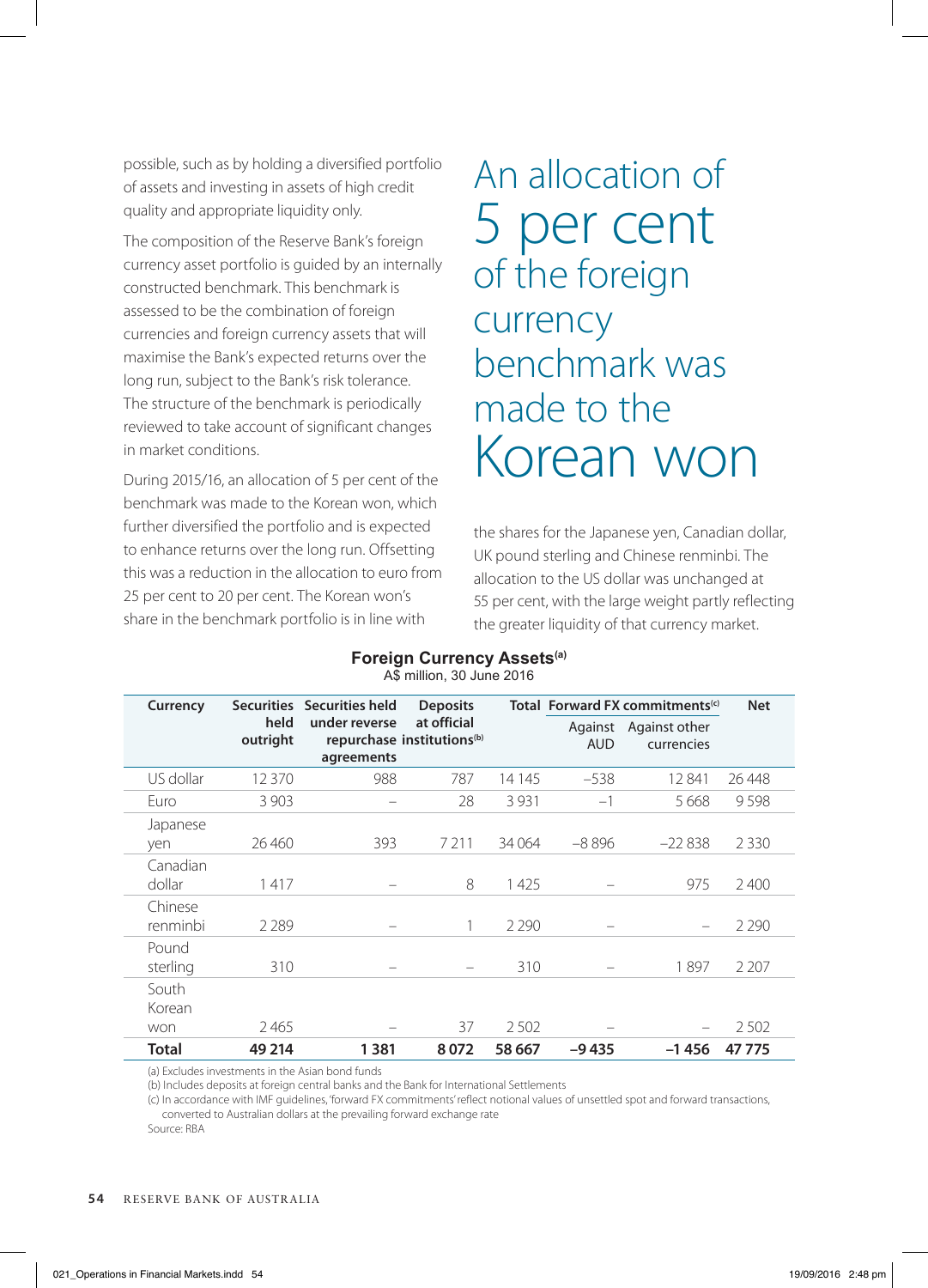possible, such as by holding a diversified portfolio of assets and investing in assets of high credit quality and appropriate liquidity only.

The composition of the Reserve Bank's foreign currency asset portfolio is guided by an internally constructed benchmark. This benchmark is assessed to be the combination of foreign currencies and foreign currency assets that will maximise the Bank's expected returns over the long run, subject to the Bank's risk tolerance. The structure of the benchmark is periodically reviewed to take account of significant changes in market conditions.

During 2015/16, an allocation of 5 per cent of the benchmark was made to the Korean won, which further diversified the portfolio and is expected to enhance returns over the long run. Offsetting this was a reduction in the allocation to euro from 25 per cent to 20 per cent. The Korean won's share in the benchmark portfolio is in line with the shares for the Japanese yen, Canadian dollar, UK pound sterling and Chinese renminbi. The allocation to the US dollar was unchanged at 55 per cent, with the large weight partly reflecting the greater liquidity of that currency market.

An allocation of 5 per cent of the foreign currency benchmark was made to the Korean won

**Foreign Currency Assets[(a)]**
A$ million, 30 June 2016

| Currency | Securities held outright | Securities held under reverse repurchase agreements | Deposits at official institutions[(b)] | Total | Forward FX commitments[(c)] | | Net |
|---|---|---|---|---|---|---|---|
| | | | | | Against AUD | Against other currencies | |
| US dollar | 12 370 | 988 | 787 | 14 145 | –538 | 12 841 | 26 448 |
| Euro | 3 903 | – | 28 | 3 931 | –1 | 5 668 | 9 598 |
| Japanese yen | 26 460 | 393 | 7 211 | 34 064 | –8 896 | –22 838 | 2 330 |
| Canadian dollar | 1 417 | – | 8 | 1 425 | – | 975 | 2 400 |
| Chinese renminbi | 2 289 | – | 1 | 2 290 | – | – | 2 290 |
| Pound sterling | 310 | – | – | 310 | – | 1 897 | 2 207 |
| South Korean won | 2 465 | – | 37 | 2 502 | – | – | 2 502 |
| **Total** | **49 214** | **1 381** | **8 072** | **58 667** | **–9 435** | **–1 456** | **47 775** |

(a) Excludes investments in the Asian bond funds
(b) Includes deposits at foreign central banks and the Bank for International Settlements
(c) In accordance with IMF guidelines, 'forward FX commitments' reflect notional values of unsettled spot and forward transactions, converted to Australian dollars at the prevailing forward exchange rate
Source: RBA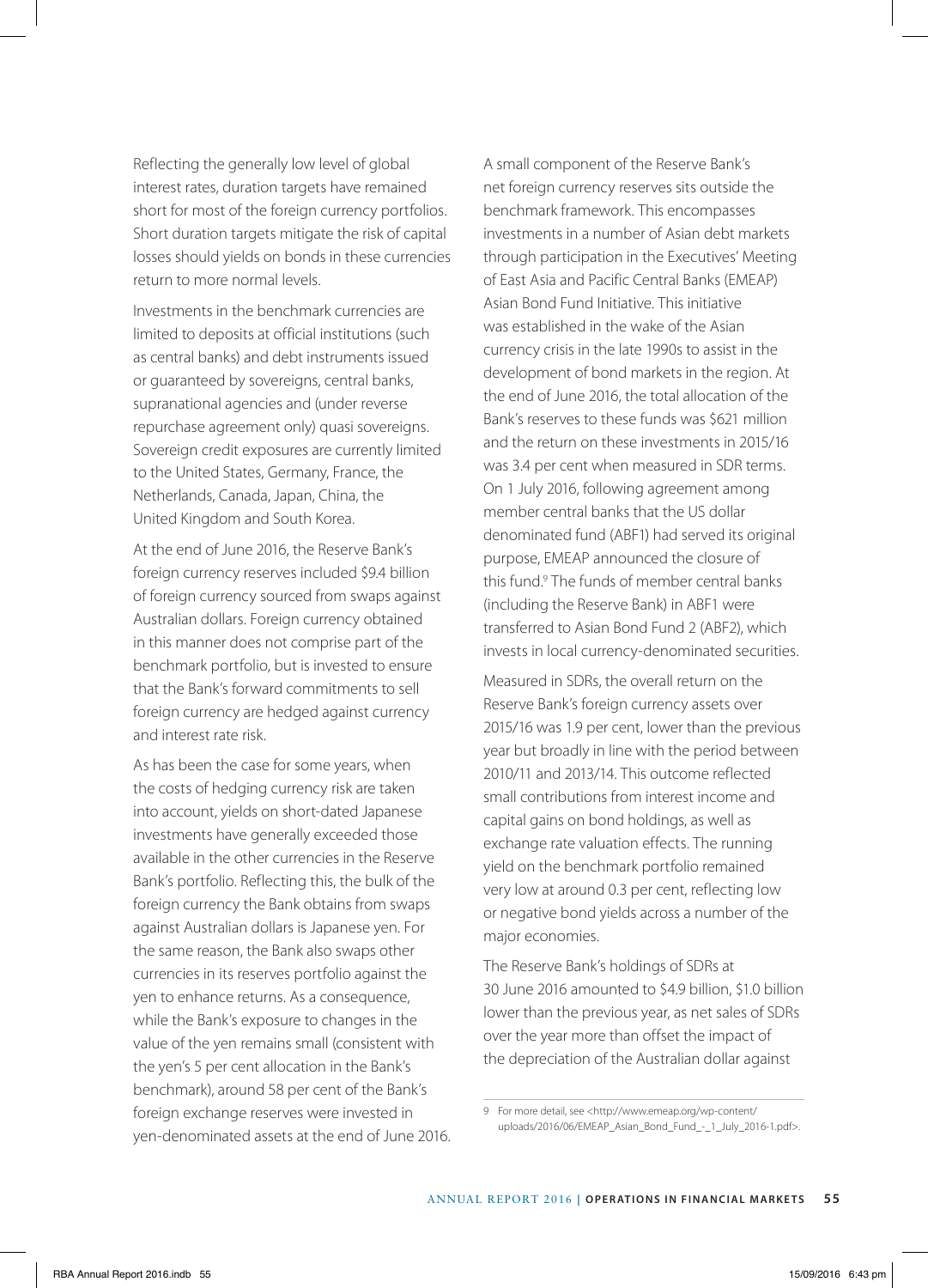Reflecting the generally low level of global interest rates, duration targets have remained short for most of the foreign currency portfolios. Short duration targets mitigate the risk of capital losses should yields on bonds in these currencies return to more normal levels.

Investments in the benchmark currencies are limited to deposits at official institutions (such as central banks) and debt instruments issued or guaranteed by sovereigns, central banks, supranational agencies and (under reverse repurchase agreement only) quasi sovereigns. Sovereign credit exposures are currently limited to the United States, Germany, France, the Netherlands, Canada, Japan, China, the United Kingdom and South Korea.

At the end of June 2016, the Reserve Bank's foreign currency reserves included $9.4 billion of foreign currency sourced from swaps against Australian dollars. Foreign currency obtained in this manner does not comprise part of the benchmark portfolio, but is invested to ensure that the Bank's forward commitments to sell foreign currency are hedged against currency and interest rate risk.

As has been the case for some years, when the costs of hedging currency risk are taken into account, yields on short-dated Japanese investments have generally exceeded those available in the other currencies in the Reserve Bank's portfolio. Reflecting this, the bulk of the foreign currency the Bank obtains from swaps against Australian dollars is Japanese yen. For the same reason, the Bank also swaps other currencies in its reserves portfolio against the yen to enhance returns. As a consequence, while the Bank's exposure to changes in the value of the yen remains small (consistent with the yen's 5 per cent allocation in the Bank's benchmark), around 58 per cent of the Bank's foreign exchange reserves were invested in yen-denominated assets at the end of June 2016.

A small component of the Reserve Bank's net foreign currency reserves sits outside the benchmark framework. This encompasses investments in a number of Asian debt markets through participation in the Executives' Meeting of East Asia and Pacific Central Banks (EMEAP) Asian Bond Fund Initiative. This initiative was established in the wake of the Asian currency crisis in the late 1990s to assist in the development of bond markets in the region. At the end of June 2016, the total allocation of the Bank's reserves to these funds was $621 million and the return on these investments in 2015/16 was 3.4 per cent when measured in SDR terms. On 1 July 2016, following agreement among member central banks that the US dollar denominated fund (ABF1) had served its original purpose, EMEAP announced the closure of this fund.[9] The funds of member central banks (including the Reserve Bank) in ABF1 were transferred to Asian Bond Fund 2 (ABF2), which invests in local currency-denominated securities.

Measured in SDRs, the overall return on the Reserve Bank's foreign currency assets over 2015/16 was 1.9 per cent, lower than the previous year but broadly in line with the period between 2010/11 and 2013/14. This outcome reflected small contributions from interest income and capital gains on bond holdings, as well as exchange rate valuation effects. The running yield on the benchmark portfolio remained very low at around 0.3 per cent, reflecting low or negative bond yields across a number of the major economies.

The Reserve Bank's holdings of SDRs at 30 June 2016 amounted to $4.9 billion, $1.0 billion lower than the previous year, as net sales of SDRs over the year more than offset the impact of the depreciation of the Australian dollar against

---

9 For more detail, see <http://www.emeap.org/wp-content/uploads/2016/06/EMEAP_Asian_Bond_Fund_-_1_July_2016-1.pdf>.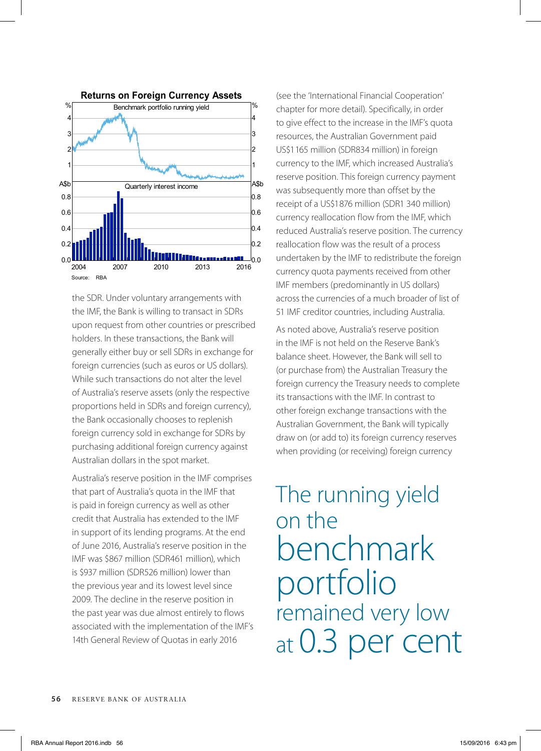**Returns on Foreign Currency Assets**

Benchmark portfolio running yield

Quarterly interest income

Source: RBA

the SDR. Under voluntary arrangements with the IMF, the Bank is willing to transact in SDRs upon request from other countries or prescribed holders. In these transactions, the Bank will generally either buy or sell SDRs in exchange for foreign currencies (such as euros or US dollars). While such transactions do not alter the level of Australia's reserve assets (only the respective proportions held in SDRs and foreign currency), the Bank occasionally chooses to replenish foreign currency sold in exchange for SDRs by purchasing additional foreign currency against Australian dollars in the spot market.

Australia's reserve position in the IMF comprises that part of Australia's quota in the IMF that is paid in foreign currency as well as other credit that Australia has extended to the IMF in support of its lending programs. At the end of June 2016, Australia's reserve position in the IMF was $867 million (SDR461 million), which is $937 million (SDR526 million) lower than the previous year and its lowest level since 2009. The decline in the reserve position in the past year was due almost entirely to flows associated with the implementation of the IMF's 14th General Review of Quotas in early 2016 (see the 'International Financial Cooperation' chapter for more detail). Specifically, in order to give effect to the increase in the IMF's quota resources, the Australian Government paid US$1 165 million (SDR834 million) in foreign currency to the IMF, which increased Australia's reserve position. This foreign currency payment was subsequently more than offset by the receipt of a US$1 876 million (SDR1 340 million) currency reallocation flow from the IMF, which reduced Australia's reserve position. The currency reallocation flow was the result of a process undertaken by the IMF to redistribute the foreign currency quota payments received from other IMF members (predominantly in US dollars) across the currencies of a much broader of list of 51 IMF creditor countries, including Australia.

As noted above, Australia's reserve position in the IMF is not held on the Reserve Bank's balance sheet. However, the Bank will sell to (or purchase from) the Australian Treasury the foreign currency the Treasury needs to complete its transactions with the IMF. In contrast to other foreign exchange transactions with the Australian Government, the Bank will typically draw on (or add to) its foreign currency reserves when providing (or receiving) foreign currency

The running yield on the benchmark portfolio remained very low at 0.3 per cent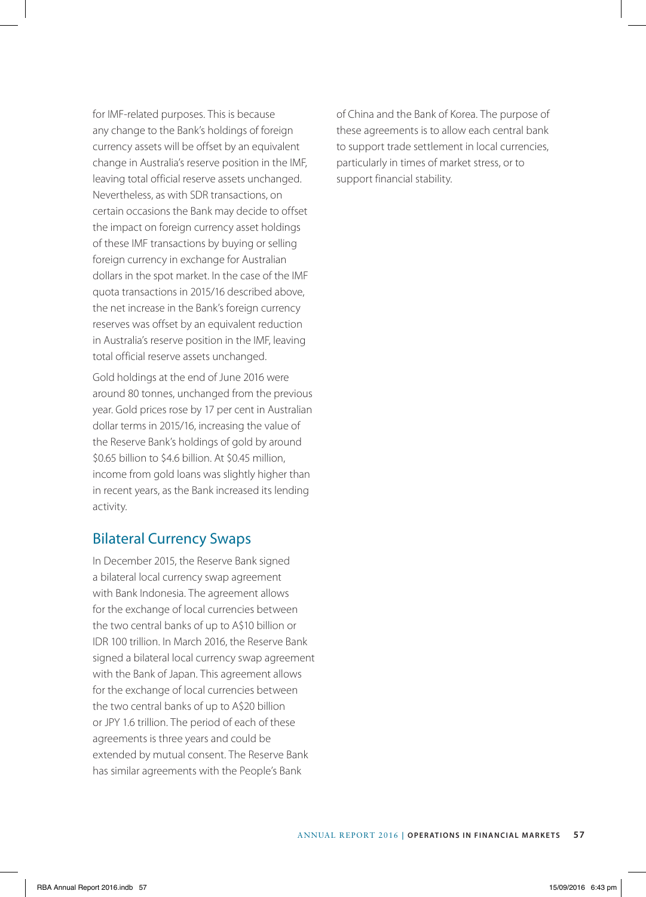for IMF-related purposes. This is because any change to the Bank's holdings of foreign currency assets will be offset by an equivalent change in Australia's reserve position in the IMF, leaving total official reserve assets unchanged. Nevertheless, as with SDR transactions, on certain occasions the Bank may decide to offset the impact on foreign currency asset holdings of these IMF transactions by buying or selling foreign currency in exchange for Australian dollars in the spot market. In the case of the IMF quota transactions in 2015/16 described above, the net increase in the Bank's foreign currency reserves was offset by an equivalent reduction in Australia's reserve position in the IMF, leaving total official reserve assets unchanged.

Gold holdings at the end of June 2016 were around 80 tonnes, unchanged from the previous year. Gold prices rose by 17 per cent in Australian dollar terms in 2015/16, increasing the value of the Reserve Bank's holdings of gold by around $0.65 billion to $4.6 billion. At $0.45 million, income from gold loans was slightly higher than in recent years, as the Bank increased its lending activity.

## Bilateral Currency Swaps

In December 2015, the Reserve Bank signed a bilateral local currency swap agreement with Bank Indonesia. The agreement allows for the exchange of local currencies between the two central banks of up to A$10 billion or IDR 100 trillion. In March 2016, the Reserve Bank signed a bilateral local currency swap agreement with the Bank of Japan. This agreement allows for the exchange of local currencies between the two central banks of up to A$20 billion or JPY 1.6 trillion. The period of each of these agreements is three years and could be extended by mutual consent. The Reserve Bank has similar agreements with the People's Bank of China and the Bank of Korea. The purpose of these agreements is to allow each central bank to support trade settlement in local currencies, particularly in times of market stress, or to support financial stability.